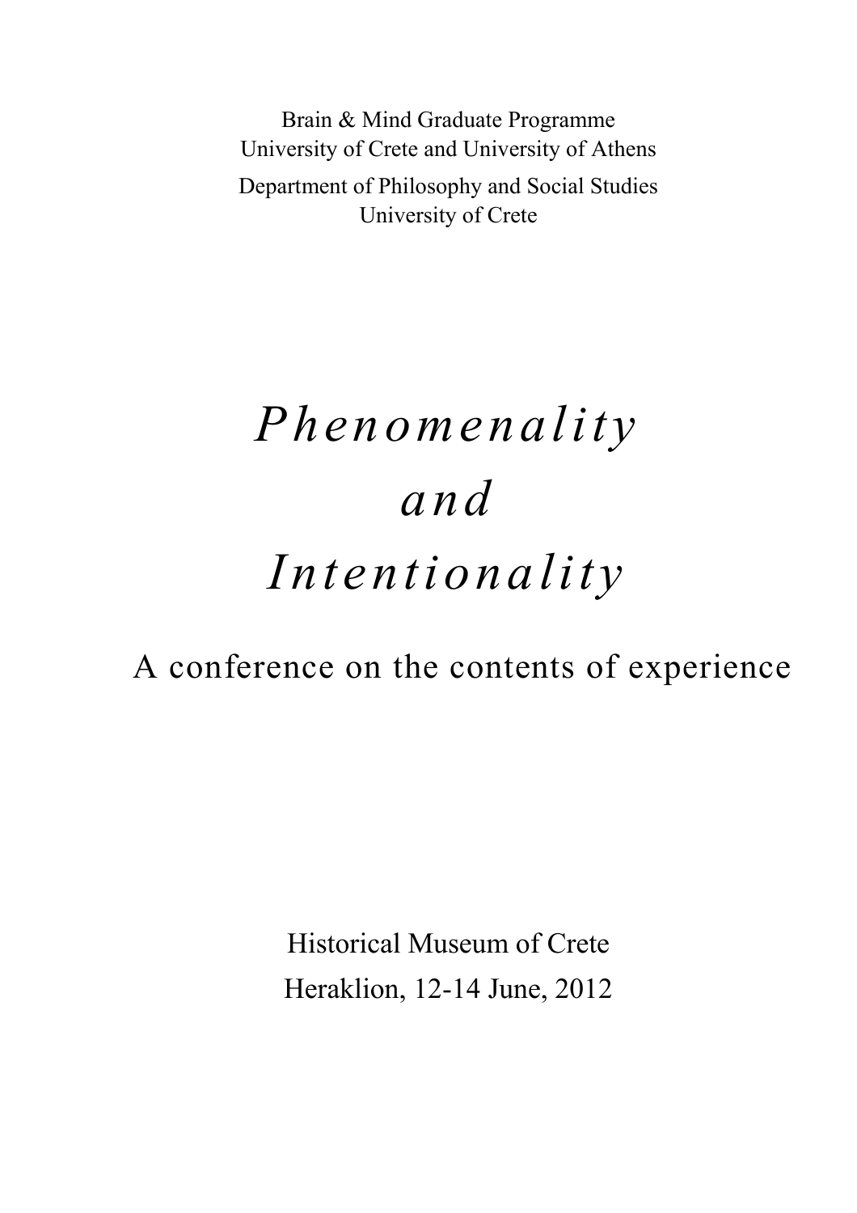Brain & Mind Graduate Programme
University of Crete and University of Athens

Department of Philosophy and Social Studies
University of Crete

# *Phenomenality and Intentionality*

## A conference on the contents of experience

Historical Museum of Crete

Heraklion, 12-14 June, 2012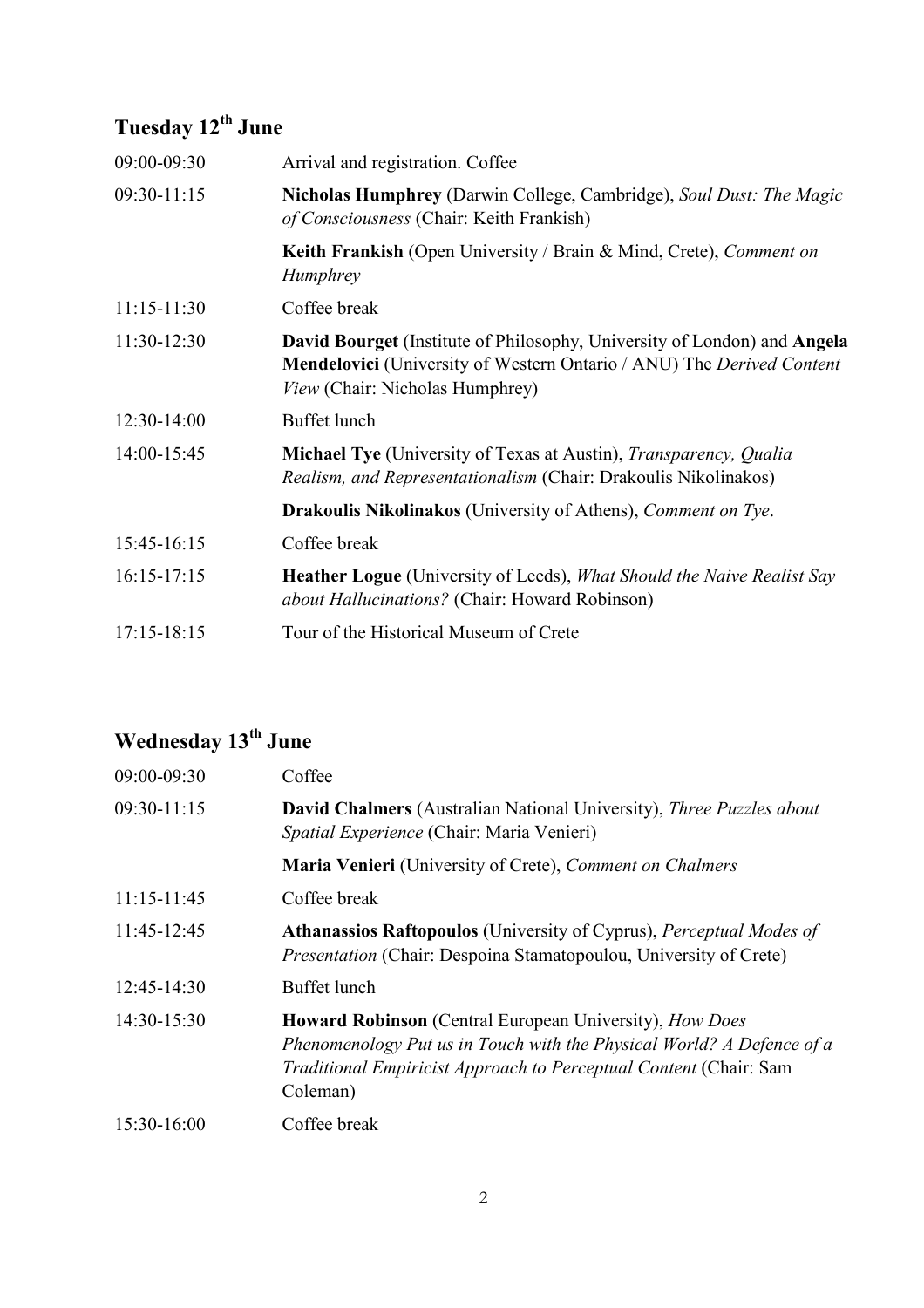## Tuesday 12th June

| | |
|---|---|
| 09:00-09:30 | Arrival and registration. Coffee |
| 09:30-11:15 | **Nicholas Humphrey** (Darwin College, Cambridge), *Soul Dust: The Magic of Consciousness* (Chair: Keith Frankish) |
| | **Keith Frankish** (Open University / Brain & Mind, Crete), *Comment on Humphrey* |
| 11:15-11:30 | Coffee break |
| 11:30-12:30 | **David Bourget** (Institute of Philosophy, University of London) and **Angela Mendelovici** (University of Western Ontario / ANU) The *Derived Content View* (Chair: Nicholas Humphrey) |
| 12:30-14:00 | Buffet lunch |
| 14:00-15:45 | **Michael Tye** (University of Texas at Austin), *Transparency, Qualia Realism, and Representationalism* (Chair: Drakoulis Nikolinakos) |
| | **Drakoulis Nikolinakos** (University of Athens), *Comment on Tye*. |
| 15:45-16:15 | Coffee break |
| 16:15-17:15 | **Heather Logue** (University of Leeds), *What Should the Naive Realist Say about Hallucinations?* (Chair: Howard Robinson) |
| 17:15-18:15 | Tour of the Historical Museum of Crete |

## Wednesday 13th June

| | |
|---|---|
| 09:00-09:30 | Coffee |
| 09:30-11:15 | **David Chalmers** (Australian National University), *Three Puzzles about Spatial Experience* (Chair: Maria Venieri) |
| | **Maria Venieri** (University of Crete), *Comment on Chalmers* |
| 11:15-11:45 | Coffee break |
| 11:45-12:45 | **Athanassios Raftopoulos** (University of Cyprus), *Perceptual Modes of Presentation* (Chair: Despoina Stamatopoulou, University of Crete) |
| 12:45-14:30 | Buffet lunch |
| 14:30-15:30 | **Howard Robinson** (Central European University), *How Does Phenomenology Put us in Touch with the Physical World? A Defence of a Traditional Empiricist Approach to Perceptual Content* (Chair: Sam Coleman) |
| 15:30-16:00 | Coffee break |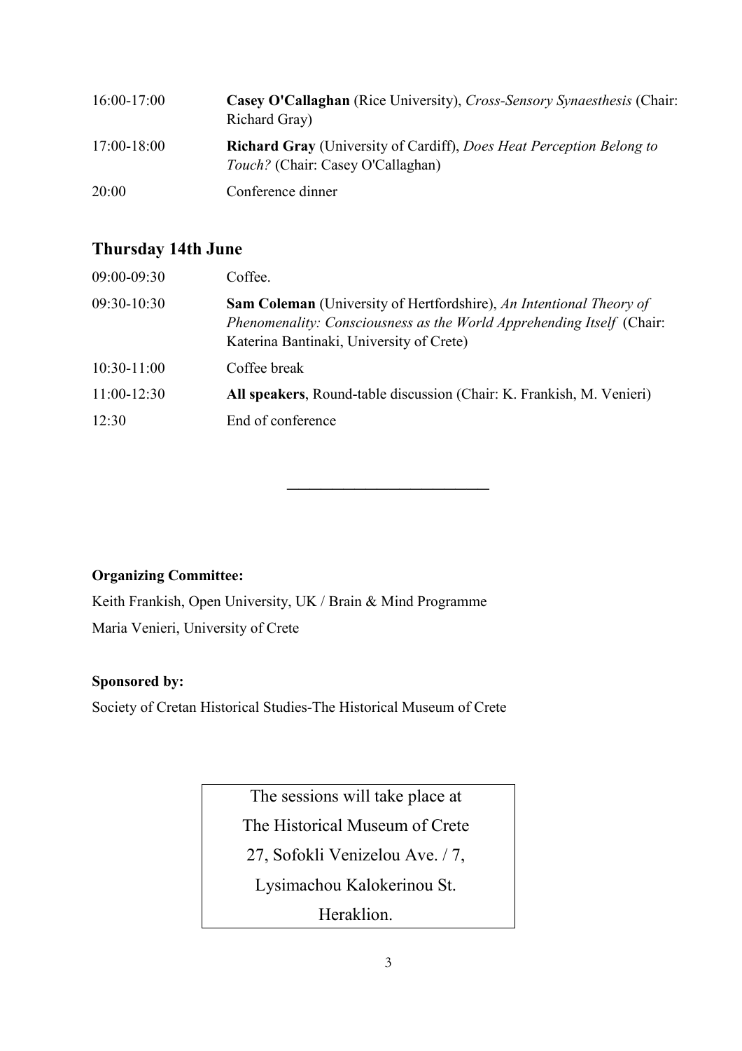| | |
|---|---|
| 16:00-17:00 | **Casey O'Callaghan** (Rice University), *Cross-Sensory Synaesthesis* (Chair: Richard Gray) |
| 17:00-18:00 | **Richard Gray** (University of Cardiff), *Does Heat Perception Belong to Touch?* (Chair: Casey O'Callaghan) |
| 20:00 | Conference dinner |

## Thursday 14th June

| | |
|---|---|
| 09:00-09:30 | Coffee. |
| 09:30-10:30 | **Sam Coleman** (University of Hertfordshire), *An Intentional Theory of Phenomenality: Consciousness as the World Apprehending Itself* (Chair: Katerina Bantinaki, University of Crete) |
| 10:30-11:00 | Coffee break |
| 11:00-12:30 | **All speakers**, Round-table discussion (Chair: K. Frankish, M. Venieri) |
| 12:30 | End of conference |

---

**Organizing Committee:**

Keith Frankish, Open University, UK / Brain & Mind Programme

Maria Venieri, University of Crete

**Sponsored by:**

Society of Cretan Historical Studies-The Historical Museum of Crete

The sessions will take place at
The Historical Museum of Crete
27, Sofokli Venizelou Ave. / 7,
Lysimachou Kalokerinou St.
Heraklion.